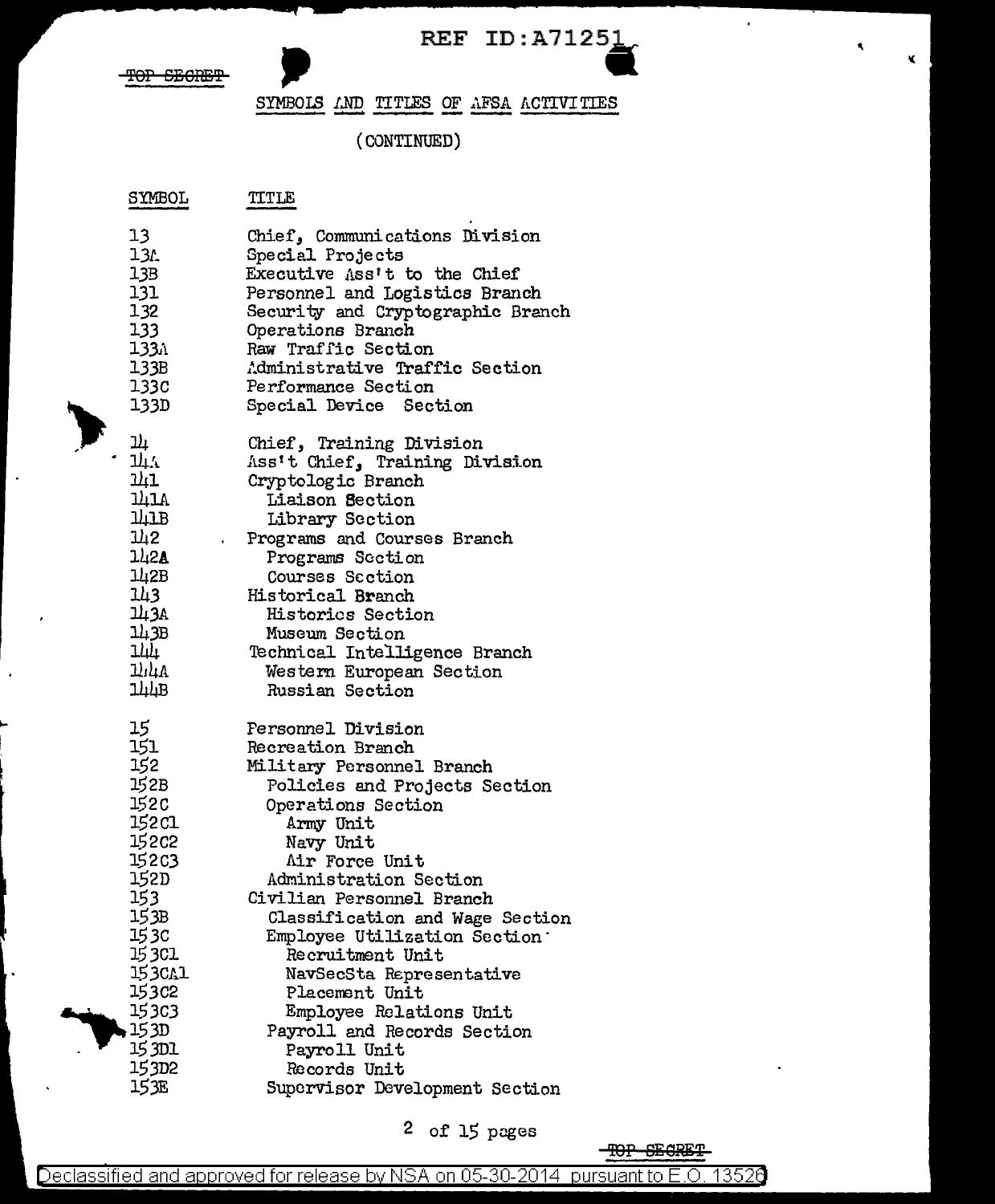REF ID:A71251

~~TOP SECRET~~

## SYMBOLS AND TITLES OF AFSA ACTIVITIES

(CONTINUED)

| SYMBOL | TITLE |
| --- | --- |
| 13 | Chief, Communications Division |
| 13A | Special Projects |
| 13B | Executive Ass't to the Chief |
| 131 | Personnel and Logistics Branch |
| 132 | Security and Cryptographic Branch |
| 133 | Operations Branch |
| 133A | Raw Traffic Section |
| 133B | Administrative Traffic Section |
| 133C | Performance Section |
| 133D | Special Device Section |
| 14 | Chief, Training Division |
| 14A | Ass't Chief, Training Division |
| 141 | Cryptologic Branch |
| 141A | Liaison Section |
| 141B | Library Section |
| 142 | Programs and Courses Branch |
| 142A | Programs Section |
| 142B | Courses Section |
| 143 | Historical Branch |
| 143A | Historics Section |
| 143B | Museum Section |
| 144 | Technical Intelligence Branch |
| 144A | Western European Section |
| 144B | Russian Section |
| 15 | Personnel Division |
| 151 | Recreation Branch |
| 152 | Military Personnel Branch |
| 152B | Policies and Projects Section |
| 152C | Operations Section |
| 152C1 | Army Unit |
| 152C2 | Navy Unit |
| 152C3 | Air Force Unit |
| 152D | Administration Section |
| 153 | Civilian Personnel Branch |
| 153B | Classification and Wage Section |
| 153C | Employee Utilization Section |
| 153C1 | Recruitment Unit |
| 153CA1 | NavSecSta Representative |
| 153C2 | Placement Unit |
| 153C3 | Employee Relations Unit |
| 153D | Payroll and Records Section |
| 153D1 | Payroll Unit |
| 153D2 | Records Unit |
| 153E | Supervisor Development Section |

~~TOP SECRET~~

Declassified and approved for release by NSA on 05-30-2014 pursuant to E.O. 13526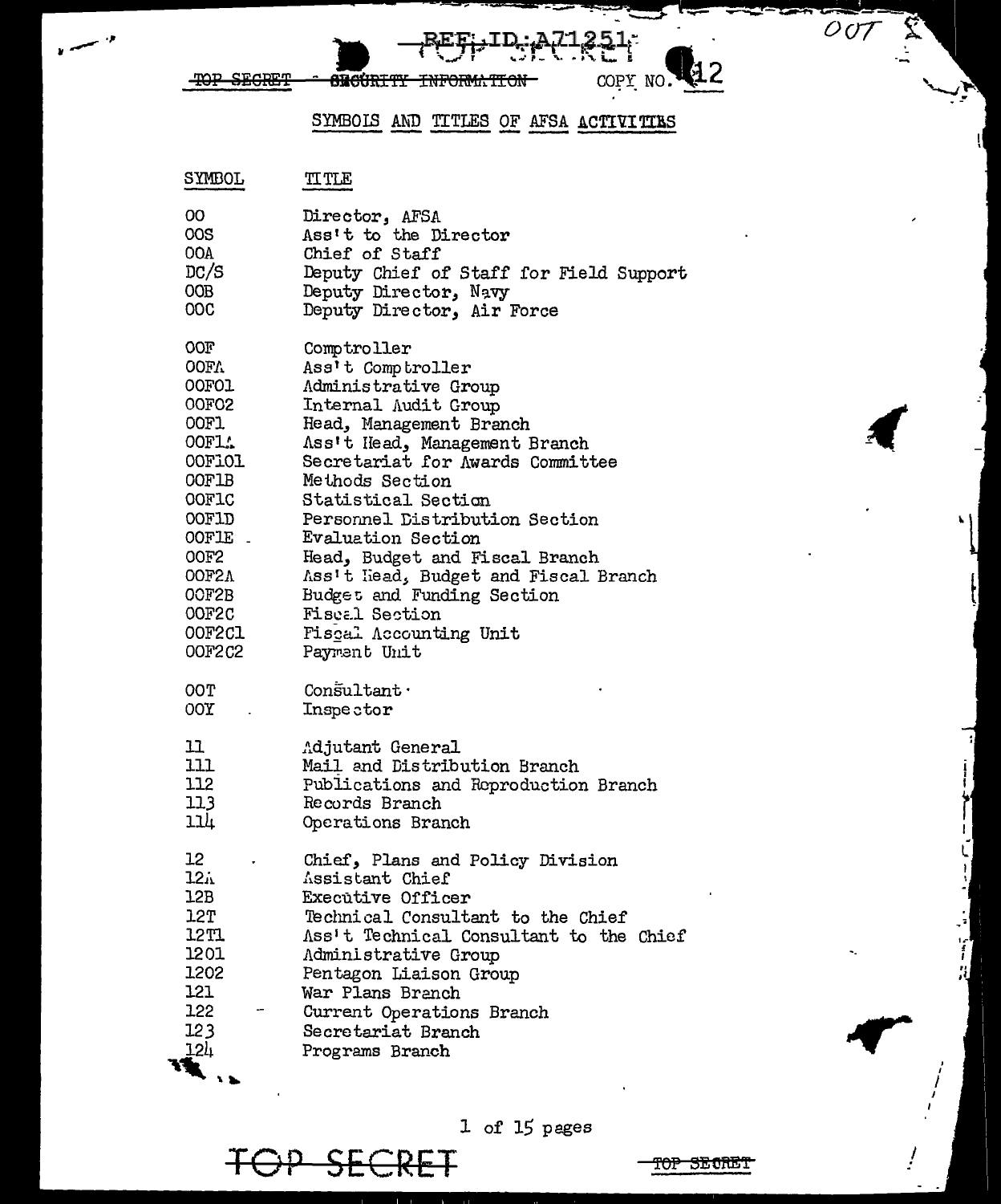TOP SECRET - SECURITY INFORMATION COPY NO. 12

## SYMBOLS AND TITLES OF AFSA ACTIVITIES

| SYMBOL | TITLE |
|---|---|
| 00 | Director, AFSA |
| 00S | Ass't to the Director |
| 00A | Chief of Staff |
| DC/S | Deputy Chief of Staff for Field Support |
| 00B | Deputy Director, Navy |
| 00C | Deputy Director, Air Force |
| 00F | Comptroller |
| 00FA | Ass't Comptroller |
| 00F01 | Administrative Group |
| 00F02 | Internal Audit Group |
| 00F1 | Head, Management Branch |
| 00F1A | Ass't Head, Management Branch |
| 00F101 | Secretariat for Awards Committee |
| 00F1B | Methods Section |
| 00F1C | Statistical Section |
| 00F1D | Personnel Distribution Section |
| 00F1E | Evaluation Section |
| 00F2 | Head, Budget and Fiscal Branch |
| 00F2A | Ass't Head, Budget and Fiscal Branch |
| 00F2B | Budget and Funding Section |
| 00F2C | Fiscal Section |
| 00F2C1 | Fiscal Accounting Unit |
| 00F2C2 | Payment Unit |
| 00T | Consultant |
| 00Y | Inspector |
| 11 | Adjutant General |
| 111 | Mail and Distribution Branch |
| 112 | Publications and Reproduction Branch |
| 113 | Records Branch |
| 114 | Operations Branch |
| 12 | Chief, Plans and Policy Division |
| 12A | Assistant Chief |
| 12B | Executive Officer |
| 12T | Technical Consultant to the Chief |
| 12T1 | Ass't Technical Consultant to the Chief |
| 1201 | Administrative Group |
| 1202 | Pentagon Liaison Group |
| 121 | War Plans Branch |
| 122 | Current Operations Branch |
| 123 | Secretariat Branch |
| 124 | Programs Branch |

TOP SECRET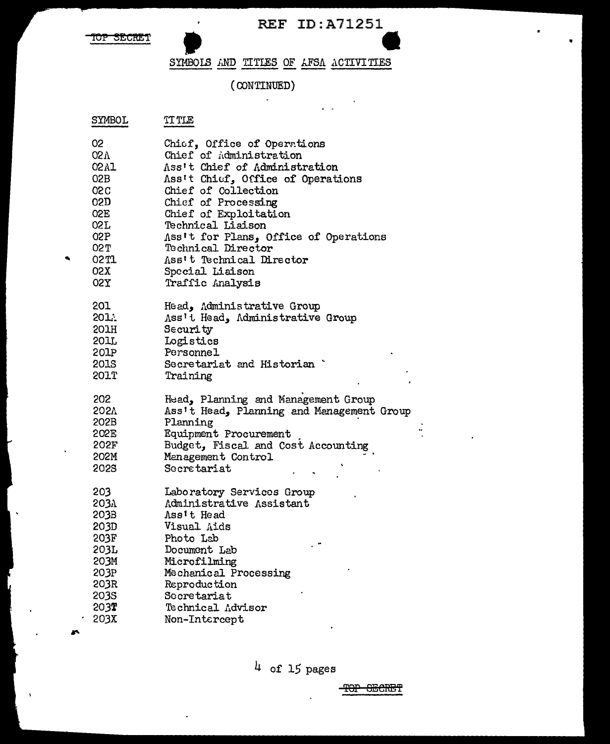TOP SECRET

REF ID:A71251

SYMBOLS AND TITLES OF AFSA ACTIVITIES

(CONTINUED)

| SYMBOL | TITLE |
|---|---|
| 02 | Chief, Office of Operations |
| 02A | Chief of Administration |
| 02A1 | Ass't Chief of Administration |
| 02B | Ass't Chief, Office of Operations |
| 02C | Chief of Collection |
| 02D | Chief of Processing |
| 02E | Chief of Exploitation |
| 02L | Technical Liaison |
| 02P | Ass't for Plans, Office of Operations |
| 02T | Technical Director |
| 02T1 | Ass't Technical Director |
| 02X | Special Liaison |
| 02Y | Traffic Analysis |
| 201 | Head, Administrative Group |
| 201A | Ass't Head, Administrative Group |
| 201H | Security |
| 201L | Logistics |
| 201P | Personnel |
| 201S | Secretariat and Historian |
| 201T | Training |
| 202 | Head, Planning and Management Group |
| 202A | Ass't Head, Planning and Management Group |
| 202B | Planning |
| 202E | Equipment Procurement |
| 202F | Budget, Fiscal and Cost Accounting |
| 202M | Management Control |
| 202S | Secretariat |
| 203 | Laboratory Services Group |
| 203A | Administrative Assistant |
| 203B | Ass't Head |
| 203D | Visual Aids |
| 203F | Photo Lab |
| 203L | Document Lab |
| 203M | Microfilming |
| 203P | Mechanical Processing |
| 203R | Reproduction |
| 203S | Secretariat |
| 203T | Technical Advisor |
| 203X | Non-Intercept |

TOP SECRET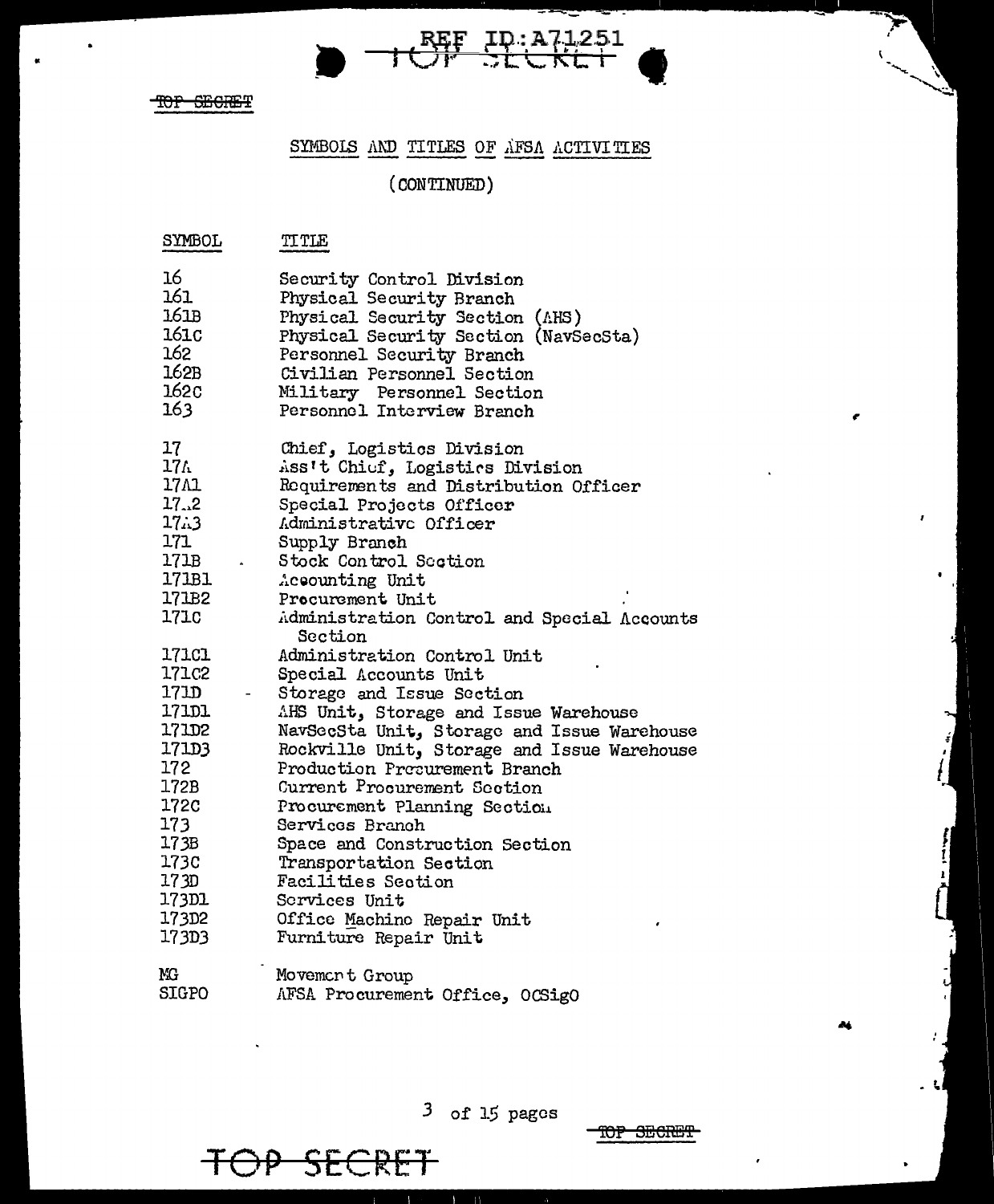REF ID:A71251

TOP SECRET

## SYMBOLS AND TITLES OF AFSA ACTIVITIES

(CONTINUED)

| SYMBOL | TITLE |
|---|---|
| 16 | Security Control Division |
| 161 | Physical Security Branch |
| 161B | Physical Security Section (AHS) |
| 161C | Physical Security Section (NavSecSta) |
| 162 | Personnel Security Branch |
| 162B | Civilian Personnel Section |
| 162C | Military Personnel Section |
| 163 | Personnel Interview Branch |
| | |
| 17 | Chief, Logistics Division |
| 17A | Ass't Chief, Logistics Division |
| 17A1 | Requirements and Distribution Officer |
| 17A2 | Special Projects Officer |
| 17A3 | Administrative Officer |
| 171 | Supply Branch |
| 171B | Stock Control Section |
| 171B1 | Accounting Unit |
| 171B2 | Procurement Unit |
| 171C | Administration Control and Special Accounts Section |
| 171C1 | Administration Control Unit |
| 171C2 | Special Accounts Unit |
| 171D | Storage and Issue Section |
| 171D1 | AHS Unit, Storage and Issue Warehouse |
| 171D2 | NavSecSta Unit, Storage and Issue Warehouse |
| 171D3 | Rockville Unit, Storage and Issue Warehouse |
| 172 | Production Procurement Branch |
| 172B | Current Procurement Section |
| 172C | Procurement Planning Section |
| 173 | Services Branch |
| 173B | Space and Construction Section |
| 173C | Transportation Section |
| 173D | Facilities Section |
| 173D1 | Services Unit |
| 173D2 | Office Machine Repair Unit |
| 173D3 | Furniture Repair Unit |
| | |
| MG | Movement Group |
| SIGPO | AFSA Procurement Office, OCSigO |

TOP SECRET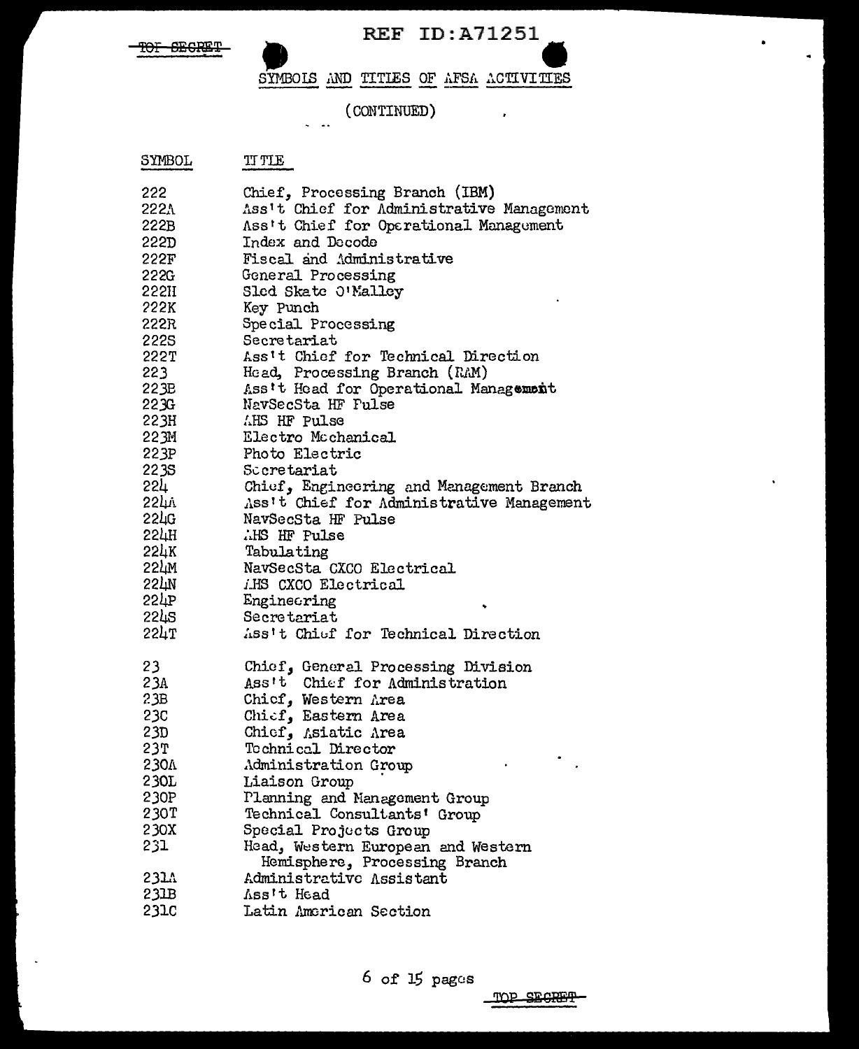TOP SECRET

REF ID:A71251

## SYMBOLS AND TITLES OF AFSA ACTIVITIES

(CONTINUED)

| SYMBOL | TITLE |
|---|---|
| 222 | Chief, Processing Branch (IBM) |
| 222A | Ass't Chief for Administrative Management |
| 222B | Ass't Chief for Operational Management |
| 222D | Index and Decode |
| 222F | Fiscal and Administrative |
| 222G | General Processing |
| 222H | Sled Skate O'Malley |
| 222K | Key Punch |
| 222R | Special Processing |
| 222S | Secretariat |
| 222T | Ass't Chief for Technical Direction |
| 223 | Head, Processing Branch (RAM) |
| 223B | Ass't Head for Operational Management |
| 223G | NavSecSta HF Pulse |
| 223H | AHS HF Pulse |
| 223M | Electro Mechanical |
| 223P | Photo Electric |
| 223S | Secretariat |
| 224 | Chief, Engineering and Management Branch |
| 224A | Ass't Chief for Administrative Management |
| 224G | NavSecSta HF Pulse |
| 224H | AHS HF Pulse |
| 224K | Tabulating |
| 224M | NavSecSta CXCO Electrical |
| 224N | AHS CXCO Electrical |
| 224P | Engineering |
| 224S | Secretariat |
| 224T | Ass't Chief for Technical Direction |
| 23 | Chief, General Processing Division |
| 23A | Ass't Chief for Administration |
| 23B | Chief, Western Area |
| 23C | Chief, Eastern Area |
| 23D | Chief, Asiatic Area |
| 23T | Technical Director |
| 230A | Administration Group |
| 230L | Liaison Group |
| 230P | Planning and Management Group |
| 230T | Technical Consultants' Group |
| 230X | Special Projects Group |
| 231 | Head, Western European and Western Hemisphere, Processing Branch |
| 231A | Administrative Assistant |
| 231B | Ass't Head |
| 231C | Latin American Section |

TOP SECRET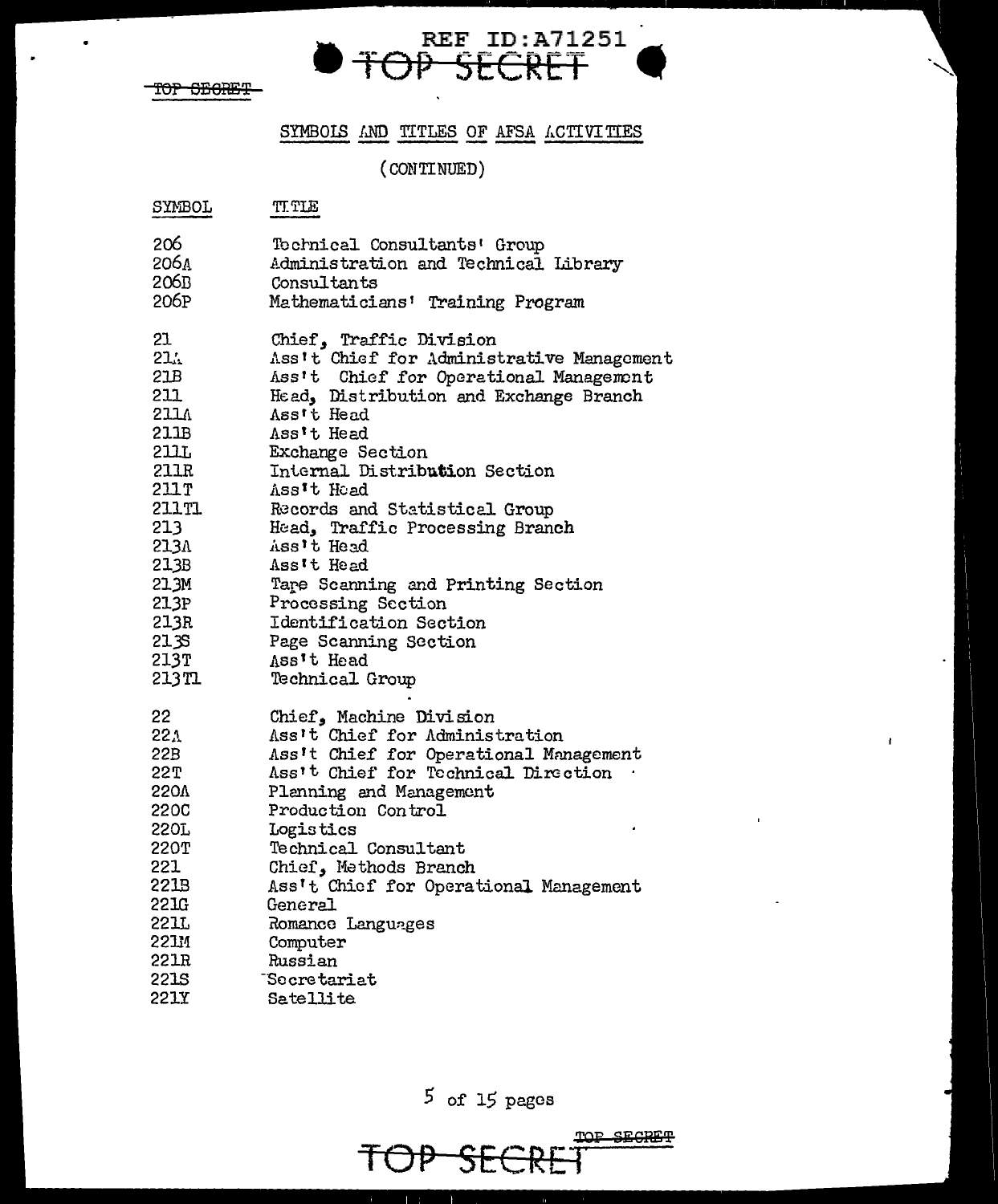## SYMBOLS AND TITLES OF AFSA ACTIVITIES

(CONTINUED)

| SYMBOL | TITLE |
|---|---|
| 206 | Technical Consultants' Group |
| 206A | Administration and Technical Library |
| 206B | Consultants |
| 206P | Mathematicians' Training Program |
| 21 | Chief, Traffic Division |
| 21A | Ass't Chief for Administrative Management |
| 21B | Ass't Chief for Operational Management |
| 211 | Head, Distribution and Exchange Branch |
| 211A | Ass't Head |
| 211B | Ass't Head |
| 211L | Exchange Section |
| 211R | Internal Distribution Section |
| 211T | Ass't Head |
| 211T1 | Records and Statistical Group |
| 213 | Head, Traffic Processing Branch |
| 213A | Ass't Head |
| 213B | Ass't Head |
| 213M | Tape Scanning and Printing Section |
| 213P | Processing Section |
| 213R | Identification Section |
| 213S | Page Scanning Section |
| 213T | Ass't Head |
| 213T1 | Technical Group |
| 22 | Chief, Machine Division |
| 22A | Ass't Chief for Administration |
| 22B | Ass't Chief for Operational Management |
| 22T | Ass't Chief for Technical Direction |
| 220A | Planning and Management |
| 220C | Production Control |
| 220L | Logistics |
| 220T | Technical Consultant |
| 221 | Chief, Methods Branch |
| 221B | Ass't Chief for Operational Management |
| 221G | General |
| 221L | Romance Languages |
| 221M | Computer |
| 221R | Russian |
| 221S | Secretariat |
| 221Y | Satellite |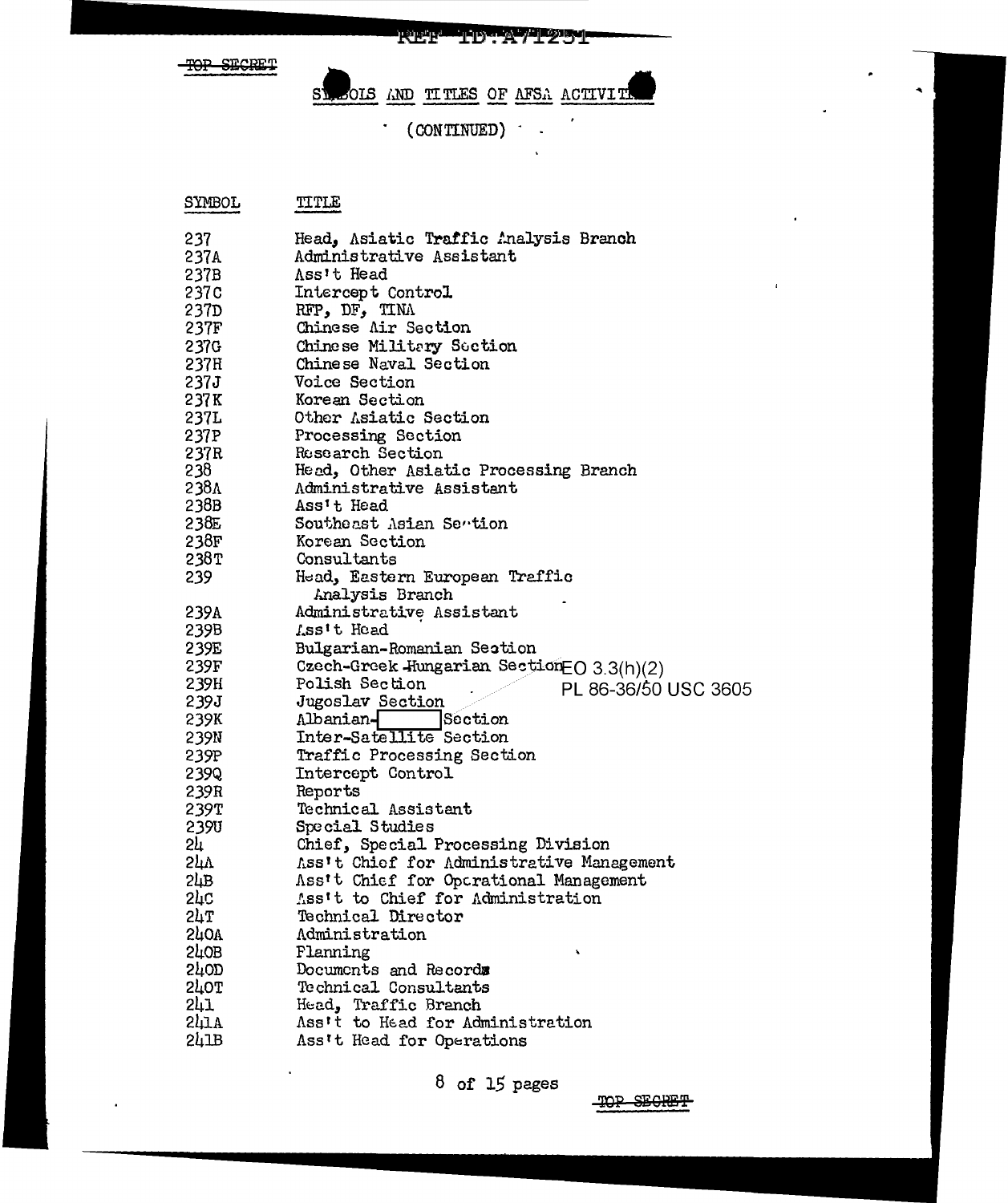TOP SECRET

# SYMBOLS AND TITLES OF AFSA ACTIVITIES

(CONTINUED)

| SYMBOL | TITLE |
|---|---|
| 237 | Head, Asiatic Traffic Analysis Branch |
| 237A | Administrative Assistant |
| 237B | Ass't Head |
| 237C | Intercept Control |
| 237D | RFP, DF, TINA |
| 237F | Chinese Air Section |
| 237G | Chinese Military Section |
| 237H | Chinese Naval Section |
| 237J | Voice Section |
| 237K | Korean Section |
| 237L | Other Asiatic Section |
| 237P | Processing Section |
| 237R | Research Section |
| 238 | Head, Other Asiatic Processing Branch |
| 238A | Administrative Assistant |
| 238B | Ass't Head |
| 238E | Southeast Asian Section |
| 238F | Korean Section |
| 238T | Consultants |
| 239 | Head, Eastern European Traffic Analysis Branch |
| 239A | Administrative Assistant |
| 239B | Ass't Head |
| 239E | Bulgarian-Romanian Section |
| 239F | Czech-Greek-Hungarian Section |
| 239H | Polish Section |
| 239J | Jugoslav Section |
| 239K | Albanian-[REDACTED] Section |
| 239N | Inter-Satellite Section |
| 239P | Traffic Processing Section |
| 239Q | Intercept Control |
| 239R | Reports |
| 239T | Technical Assistant |
| 239U | Special Studies |
| 24 | Chief, Special Processing Division |
| 24A | Ass't Chief for Administrative Management |
| 24B | Ass't Chief for Operational Management |
| 24C | Ass't to Chief for Administration |
| 24T | Technical Director |
| 240A | Administration |
| 240B | Planning |
| 240D | Documents and Records |
| 240T | Technical Consultants |
| 241 | Head, Traffic Branch |
| 241A | Ass't to Head for Administration |
| 241B | Ass't Head for Operations |

EO 3.3(h)(2)
PL 86-36/50 USC 3605

TOP SECRET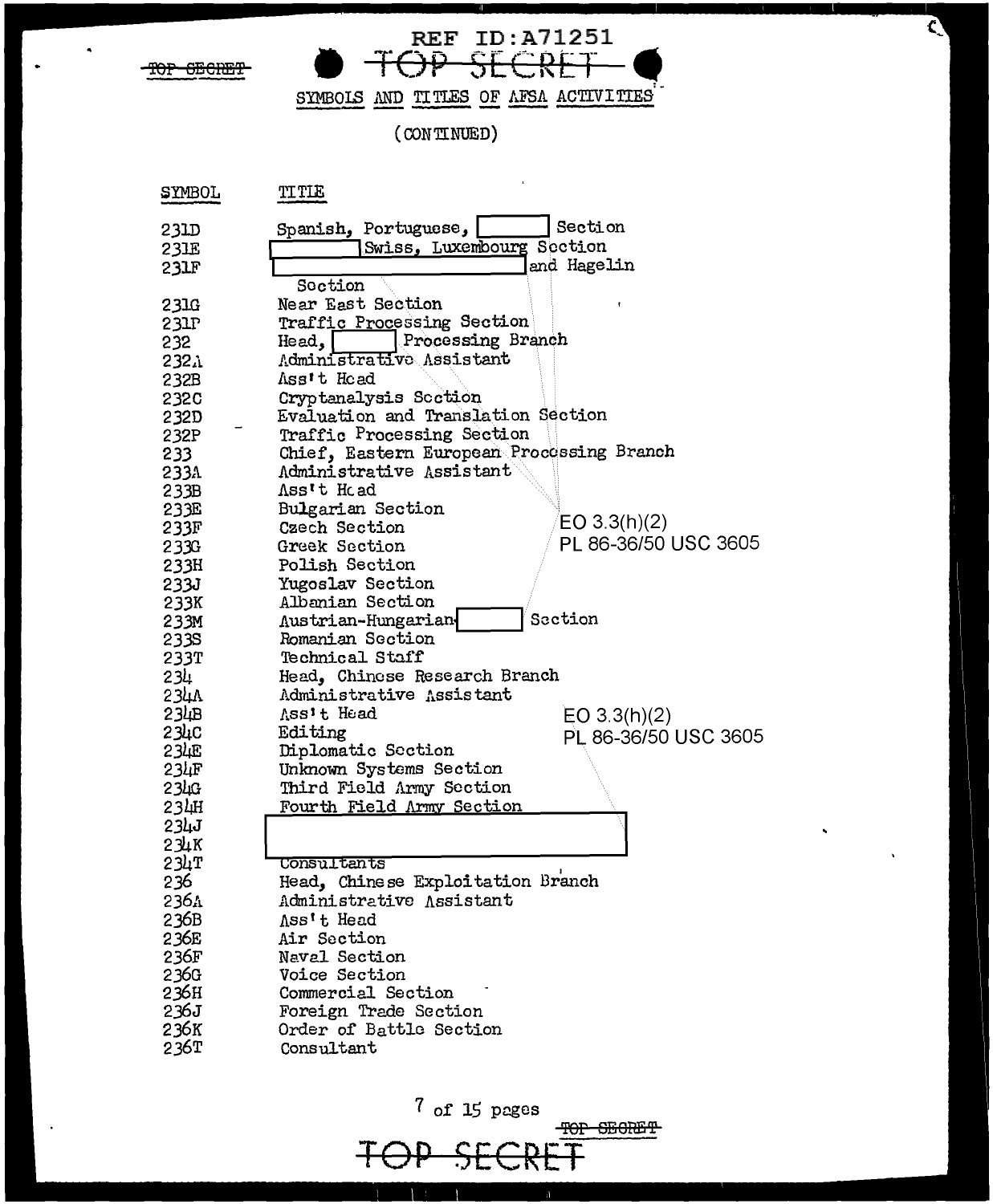REF ID:A71251

~~TOP SECRET~~

SYMBOLS AND TITLES OF AFSA ACTIVITIES

(CONTINUED)

| SYMBOL | TITLE |
|---|---|
| 231D | Spanish, Portuguese, [redacted] Section |
| 231E | [redacted] Swiss, Luxembourg Section |
| 231F | [redacted] and Hagelin Section |
| 231G | Near East Section |
| 231P | Traffic Processing Section |
| 232 | Head, [redacted] Processing Branch |
| 232A | Administrative Assistant |
| 232B | Ass't Head |
| 232C | Cryptanalysis Section |
| 232D | Evaluation and Translation Section |
| 232P | Traffic Processing Section |
| 233 | Chief, Eastern European Processing Branch |
| 233A | Administrative Assistant |
| 233B | Ass't Head |
| 233E | Bulgarian Section |
| 233F | Czech Section |
| 233G | Greek Section |
| 233H | Polish Section |
| 233J | Yugoslav Section |
| 233K | Albanian Section |
| 233M | Austrian-Hungarian [redacted] Section |
| 233S | Romanian Section |
| 233T | Technical Staff |
| 234 | Head, Chinese Research Branch |
| 234A | Administrative Assistant |
| 234B | Ass't Head |
| 234C | Editing |
| 234E | Diplomatic Section |
| 234F | Unknown Systems Section |
| 234G | Third Field Army Section |
| 234H | Fourth Field Army Section |
| 234J | [redacted] |
| 234K | [redacted] |
| 234T | Consultants |
| 236 | Head, Chinese Exploitation Branch |
| 236A | Administrative Assistant |
| 236B | Ass't Head |
| 236E | Air Section |
| 236F | Naval Section |
| 236G | Voice Section |
| 236H | Commercial Section |
| 236J | Foreign Trade Section |
| 236K | Order of Battle Section |
| 236T | Consultant |

EO 3.3(h)(2)
PL 86-36/50 USC 3605

EO 3.3(h)(2)
PL 86-36/50 USC 3605

~~TOP SECRET~~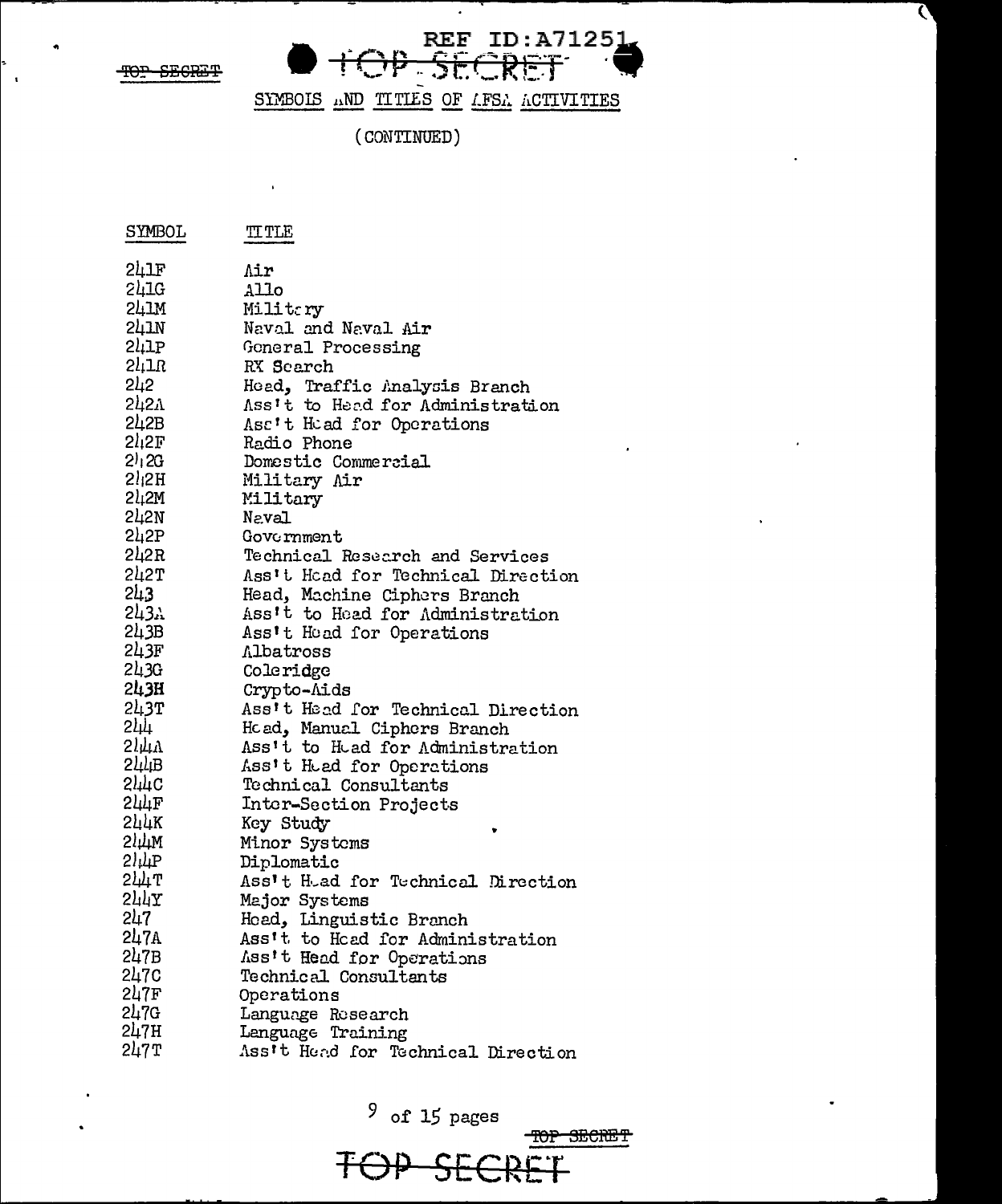SYMBOLS AND TITLES OF AFSA ACTIVITIES

(CONTINUED)

| SYMBOL | TITLE |
|---|---|
| 241F | Air |
| 241G | Allo |
| 241M | Military |
| 241N | Naval and Naval Air |
| 241P | General Processing |
| 241R | RX Search |
| 242 | Head, Traffic Analysis Branch |
| 242A | Ass't to Head for Administration |
| 242B | Ass't Head for Operations |
| 242F | Radio Phone |
| 242G | Domestic Commercial |
| 242H | Military Air |
| 242M | Military |
| 242N | Naval |
| 242P | Government |
| 242R | Technical Research and Services |
| 242T | Ass't Head for Technical Direction |
| 243 | Head, Machine Ciphers Branch |
| 243A | Ass't to Head for Administration |
| 243B | Ass't Head for Operations |
| 243F | Albatross |
| 243G | Coleridge |
| 243H | Crypto-Aids |
| 243T | Ass't Head for Technical Direction |
| 244 | Head, Manual Ciphers Branch |
| 244A | Ass't to Head for Administration |
| 244B | Ass't Head for Operations |
| 244C | Technical Consultants |
| 244F | Inter-Section Projects |
| 244K | Key Study |
| 244M | Minor Systems |
| 244P | Diplomatic |
| 244T | Ass't Head for Technical Direction |
| 244Y | Major Systems |
| 247 | Head, Linguistic Branch |
| 247A | Ass't to Head for Administration |
| 247B | Ass't Head for Operations |
| 247C | Technical Consultants |
| 247F | Operations |
| 247G | Language Research |
| 247H | Language Training |
| 247T | Ass't Head for Technical Direction |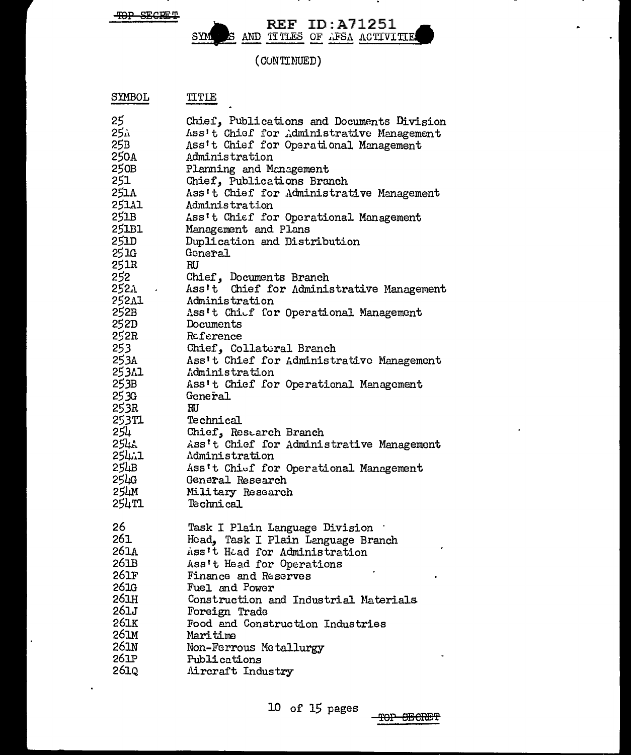TOP SECRET

REF ID:A71251

# SYMBOLS AND TITLES OF AFSA ACTIVITIES

(CONTINUED)

| SYMBOL | TITLE |
|---|---|
| 25 | Chief, Publications and Documents Division |
| 25A | Ass't Chief for Administrative Management |
| 25B | Ass't Chief for Operational Management |
| 250A | Administration |
| 250B | Planning and Management |
| 251 | Chief, Publications Branch |
| 251A | Ass't Chief for Administrative Management |
| 251A1 | Administration |
| 251B | Ass't Chief for Operational Management |
| 251B1 | Management and Plans |
| 251D | Duplication and Distribution |
| 251G | General |
| 251R | RU |
| 252 | Chief, Documents Branch |
| 252A | Ass't Chief for Administrative Management |
| 252A1 | Administration |
| 252B | Ass't Chief for Operational Management |
| 252D | Documents |
| 252R | Reference |
| 253 | Chief, Collateral Branch |
| 253A | Ass't Chief for Administrative Management |
| 253A1 | Administration |
| 253B | Ass't Chief for Operational Management |
| 253G | General |
| 253R | RU |
| 253T1 | Technical |
| 254 | Chief, Research Branch |
| 254A | Ass't Chief for Administrative Management |
| 254A1 | Administration |
| 254B | Ass't Chief for Operational Management |
| 254G | General Research |
| 254M | Military Research |
| 254T1 | Technical |
| 26 | Task I Plain Language Division |
| 261 | Head, Task I Plain Language Branch |
| 261A | Ass't Head for Administration |
| 261B | Ass't Head for Operations |
| 261F | Finance and Reserves |
| 261G | Fuel and Power |
| 261H | Construction and Industrial Materials |
| 261J | Foreign Trade |
| 261K | Food and Construction Industries |
| 261M | Maritime |
| 261N | Non-Ferrous Metallurgy |
| 261P | Publications |
| 261Q | Aircraft Industry |

TOP SECRET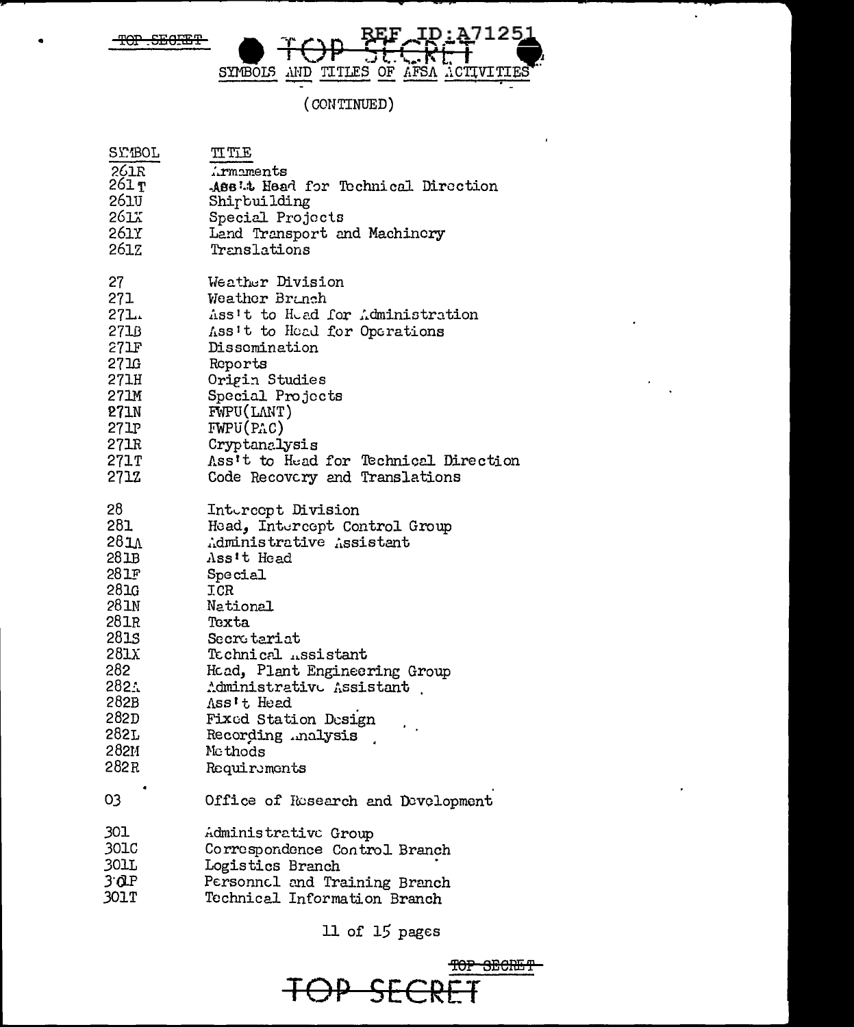TOP SECRET

REF ID:A71251

TOP SECRET

## SYMBOLS AND TITLES OF AFSA ACTIVITIES

(CONTINUED)

| SYMBOL | TITLE |
|---|---|
| 261R | Armaments |
| 261T | Ass't Head for Technical Direction |
| 261U | Shipbuilding |
| 261X | Special Projects |
| 261Y | Land Transport and Machinery |
| 261Z | Translations |
| 27 | Weather Division |
| 271 | Weather Branch |
| 271A | Ass't to Head for Administration |
| 271B | Ass't to Head for Operations |
| 271F | Dissemination |
| 271G | Reports |
| 271H | Origin Studies |
| 271M | Special Projects |
| 271N | FWPU(LANT) |
| 271P | FWPU(PAC) |
| 271R | Cryptanalysis |
| 271T | Ass't to Head for Technical Direction |
| 271Z | Code Recovery and Translations |
| 28 | Intercept Division |
| 281 | Head, Intercept Control Group |
| 281A | Administrative Assistant |
| 281B | Ass't Head |
| 281F | Special |
| 281G | ICR |
| 281N | National |
| 281R | Texta |
| 281S | Secretariat |
| 281X | Technical Assistant |
| 282 | Head, Plant Engineering Group |
| 282A | Administrative Assistant |
| 282B | Ass't Head |
| 282D | Fixed Station Design |
| 282L | Recording Analysis |
| 282M | Methods |
| 282R | Requirements |
| 03 | Office of Research and Development |
| 301 | Administrative Group |
| 301C | Correspondence Control Branch |
| 301L | Logistics Branch |
| 301P | Personnel and Training Branch |
| 301T | Technical Information Branch |

TOP SECRET

TOP SECRET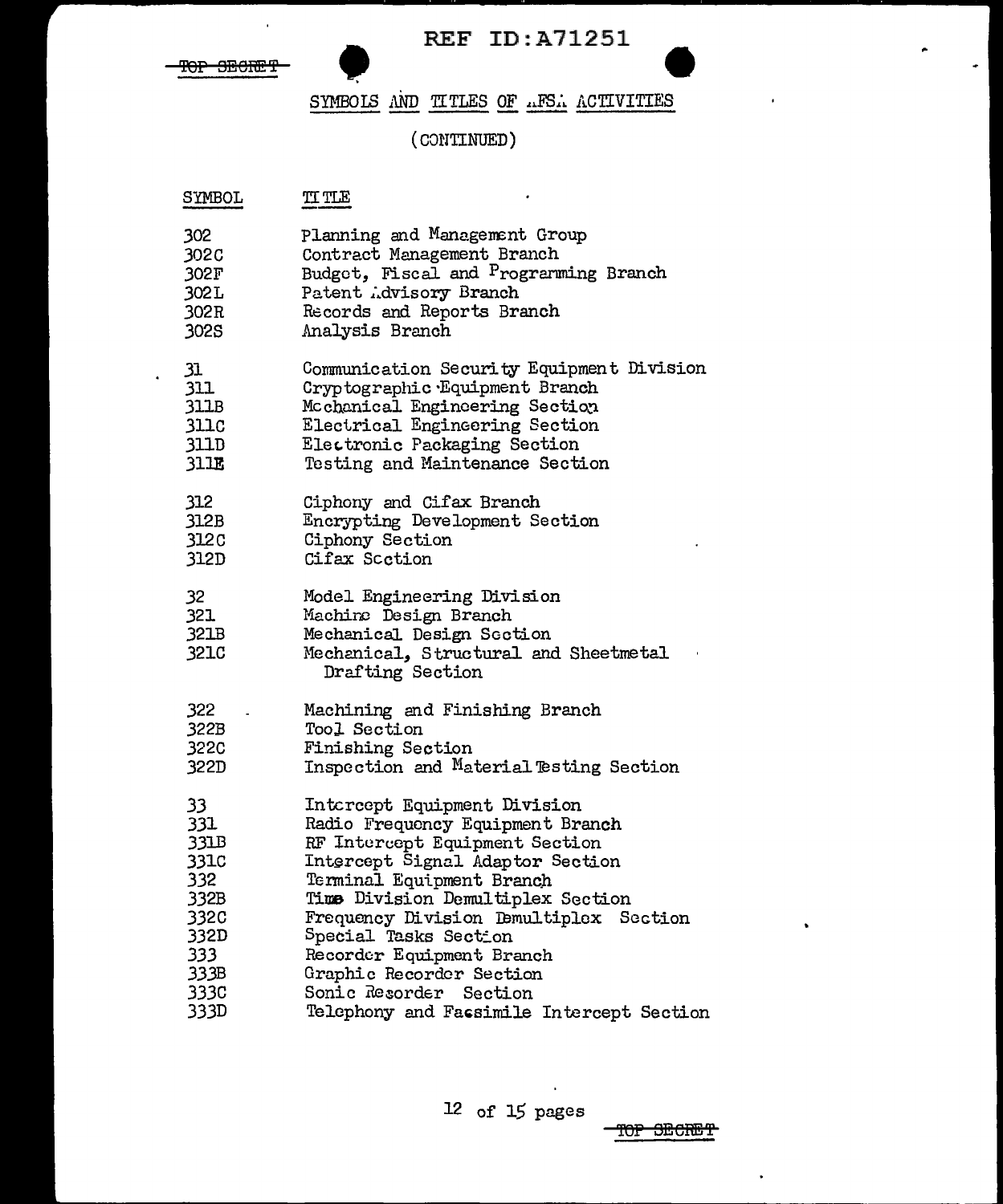REF ID:A71251

~~TOP SECRET~~

## SYMBOLS AND TITLES OF AFSA ACTIVITIES

(CONTINUED)

| SYMBOL | TITLE |
|---|---|
| 302 | Planning and Management Group |
| 302C | Contract Management Branch |
| 302F | Budget, Fiscal and Programming Branch |
| 302L | Patent Advisory Branch |
| 302R | Records and Reports Branch |
| 302S | Analysis Branch |
| | |
| 31 | Communication Security Equipment Division |
| 311 | Cryptographic Equipment Branch |
| 311B | Mechanical Engineering Section |
| 311C | Electrical Engineering Section |
| 311D | Electronic Packaging Section |
| 311E | Testing and Maintenance Section |
| | |
| 312 | Ciphony and Cifax Branch |
| 312B | Encrypting Development Section |
| 312C | Ciphony Section |
| 312D | Cifax Section |
| | |
| 32 | Model Engineering Division |
| 321 | Machine Design Branch |
| 321B | Mechanical Design Section |
| 321C | Mechanical, Structural and Sheetmetal Drafting Section |
| | |
| 322 | Machining and Finishing Branch |
| 322B | Tool Section |
| 322C | Finishing Section |
| 322D | Inspection and Material Testing Section |
| | |
| 33 | Intercept Equipment Division |
| 331 | Radio Frequency Equipment Branch |
| 331B | RF Intercept Equipment Section |
| 331C | Intercept Signal Adaptor Section |
| 332 | Terminal Equipment Branch |
| 332B | Time Division Demultiplex Section |
| 332C | Frequency Division Demultiplex Section |
| 332D | Special Tasks Section |
| 333 | Recorder Equipment Branch |
| 333B | Graphic Recorder Section |
| 333C | Sonic Recorder Section |
| 333D | Telephony and Facsimile Intercept Section |

~~TOP SECRET~~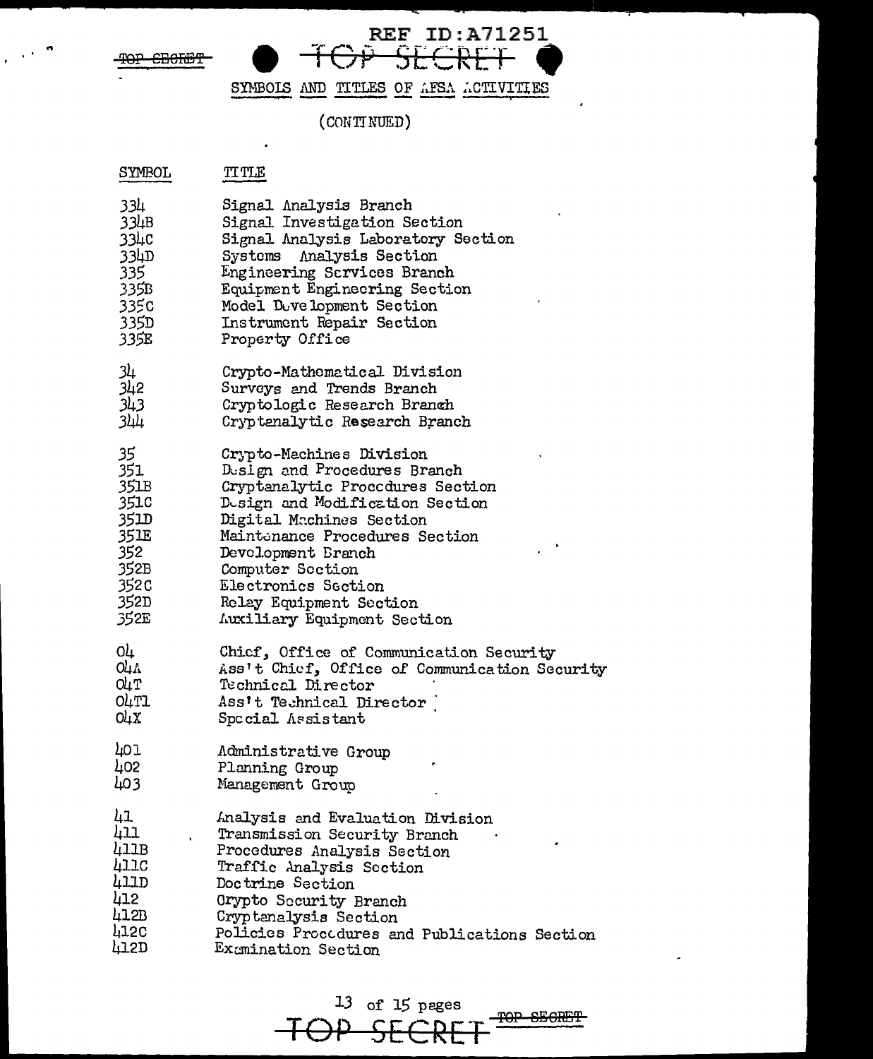SYMBOLS AND TITLES OF AFSA ACTIVITIES

(CONTINUED)

| SYMBOL | TITLE |
|---|---|
| 334 | Signal Analysis Branch |
| 334B | Signal Investigation Section |
| 334C | Signal Analysis Laboratory Section |
| 334D | Systems Analysis Section |
| 335 | Engineering Services Branch |
| 335B | Equipment Engineering Section |
| 335C | Model Development Section |
| 335D | Instrument Repair Section |
| 335E | Property Office |
| 34 | Crypto-Mathematical Division |
| 342 | Surveys and Trends Branch |
| 343 | Cryptologic Research Branch |
| 344 | Cryptanalytic Research Branch |
| 35 | Crypto-Machines Division |
| 351 | Design and Procedures Branch |
| 351B | Cryptanalytic Procedures Section |
| 351C | Design and Modification Section |
| 351D | Digital Machines Section |
| 351E | Maintenance Procedures Section |
| 352 | Development Branch |
| 352B | Computer Section |
| 352C | Electronics Section |
| 352D | Relay Equipment Section |
| 352E | Auxiliary Equipment Section |
| 04 | Chief, Office of Communication Security |
| 04A | Ass't Chief, Office of Communication Security |
| 04T | Technical Director |
| 04T1 | Ass't Technical Director |
| 04X | Special Assistant |
| 401 | Administrative Group |
| 402 | Planning Group |
| 403 | Management Group |
| 41 | Analysis and Evaluation Division |
| 411 | Transmission Security Branch |
| 411B | Procedures Analysis Section |
| 411C | Traffic Analysis Section |
| 411D | Doctrine Section |
| 412 | Crypto Security Branch |
| 412B | Cryptanalysis Section |
| 412C | Policies Procedures and Publications Section |
| 412D | Examination Section |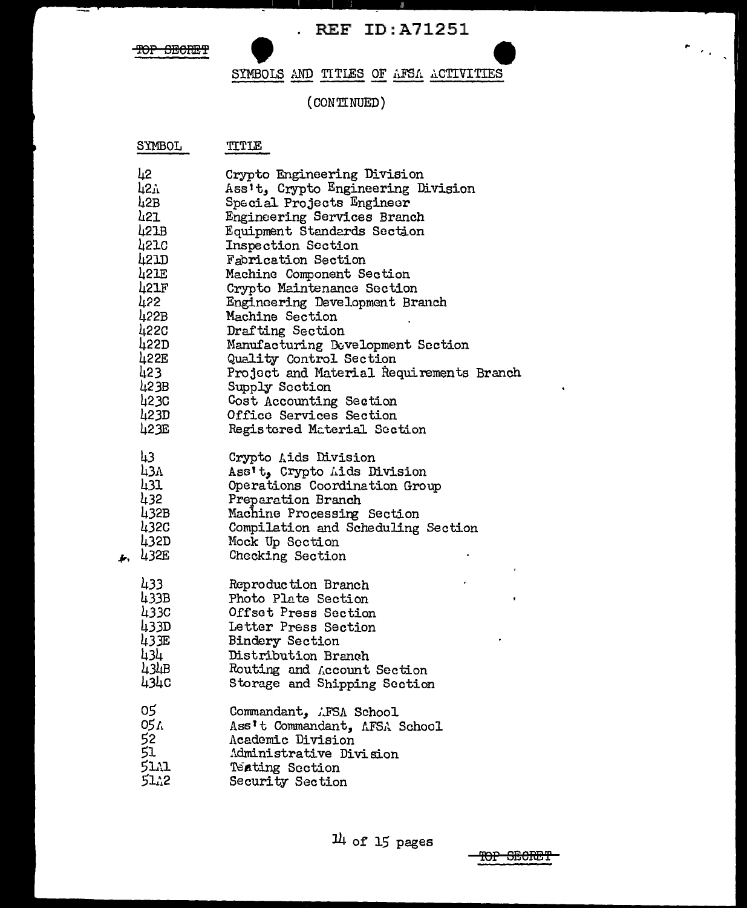REF ID:A71251

~~TOP SECRET~~

## SYMBOLS AND TITLES OF AFSA ACTIVITIES

(CONTINUED)

| SYMBOL | TITLE |
|---|---|
| 42 | Crypto Engineering Division |
| 42A | Ass't, Crypto Engineering Division |
| 42B | Special Projects Engineer |
| 421 | Engineering Services Branch |
| 421B | Equipment Standards Section |
| 421C | Inspection Section |
| 421D | Fabrication Section |
| 421E | Machine Component Section |
| 421F | Crypto Maintenance Section |
| 422 | Engineering Development Branch |
| 422B | Machine Section |
| 422C | Drafting Section |
| 422D | Manufacturing Development Section |
| 422E | Quality Control Section |
| 423 | Project and Material Requirements Branch |
| 423B | Supply Section |
| 423C | Cost Accounting Section |
| 423D | Office Services Section |
| 423E | Registered Material Section |
| | |
| 43 | Crypto Aids Division |
| 43A | Ass't, Crypto Aids Division |
| 431 | Operations Coordination Group |
| 432 | Preparation Branch |
| 432B | Machine Processing Section |
| 432C | Compilation and Scheduling Section |
| 432D | Mock Up Section |
| 432E | Checking Section |
| | |
| 433 | Reproduction Branch |
| 433B | Photo Plate Section |
| 433C | Offset Press Section |
| 433D | Letter Press Section |
| 433E | Bindery Section |
| 434 | Distribution Branch |
| 434B | Routing and Account Section |
| 434C | Storage and Shipping Section |
| | |
| 05 | Commandant, AFSA School |
| 05A | Ass't Commandant, AFSA School |
| 52 | Academic Division |
| 51 | Administrative Division |
| 51A1 | Testing Section |
| 51A2 | Security Section |

~~TOP SECRET~~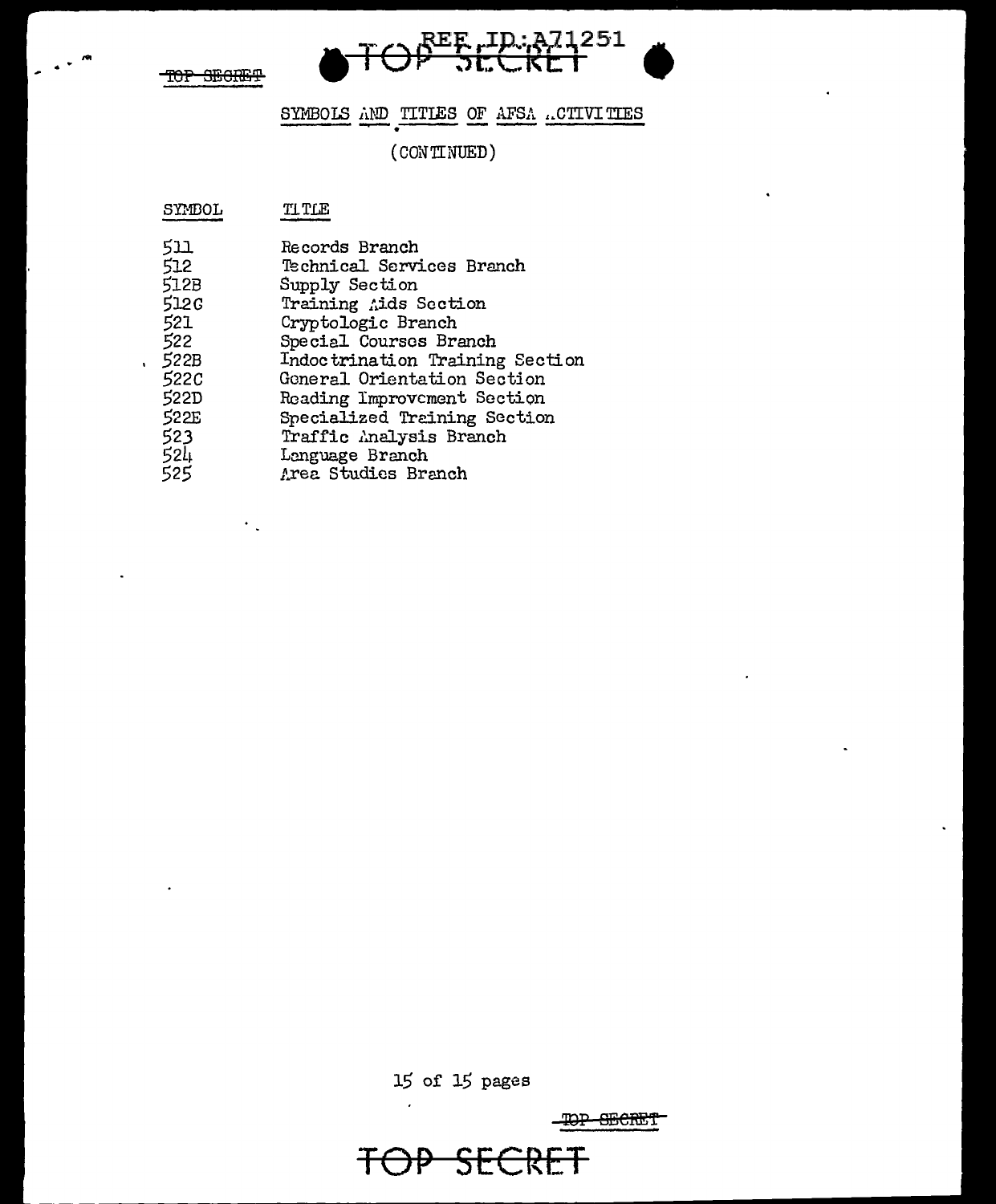## SYMBOLS AND TITLES OF AFSA ACTIVITIES

(CONTINUED)

| SYMBOL | TITLE |
|---|---|
| 511 | Records Branch |
| 512 | Technical Services Branch |
| 512B | Supply Section |
| 512C | Training Aids Section |
| 521 | Cryptologic Branch |
| 522 | Special Courses Branch |
| 522B | Indoctrination Training Section |
| 522C | General Orientation Section |
| 522D | Reading Improvement Section |
| 522E | Specialized Training Section |
| 523 | Traffic Analysis Branch |
| 524 | Language Branch |
| 525 | Area Studies Branch |